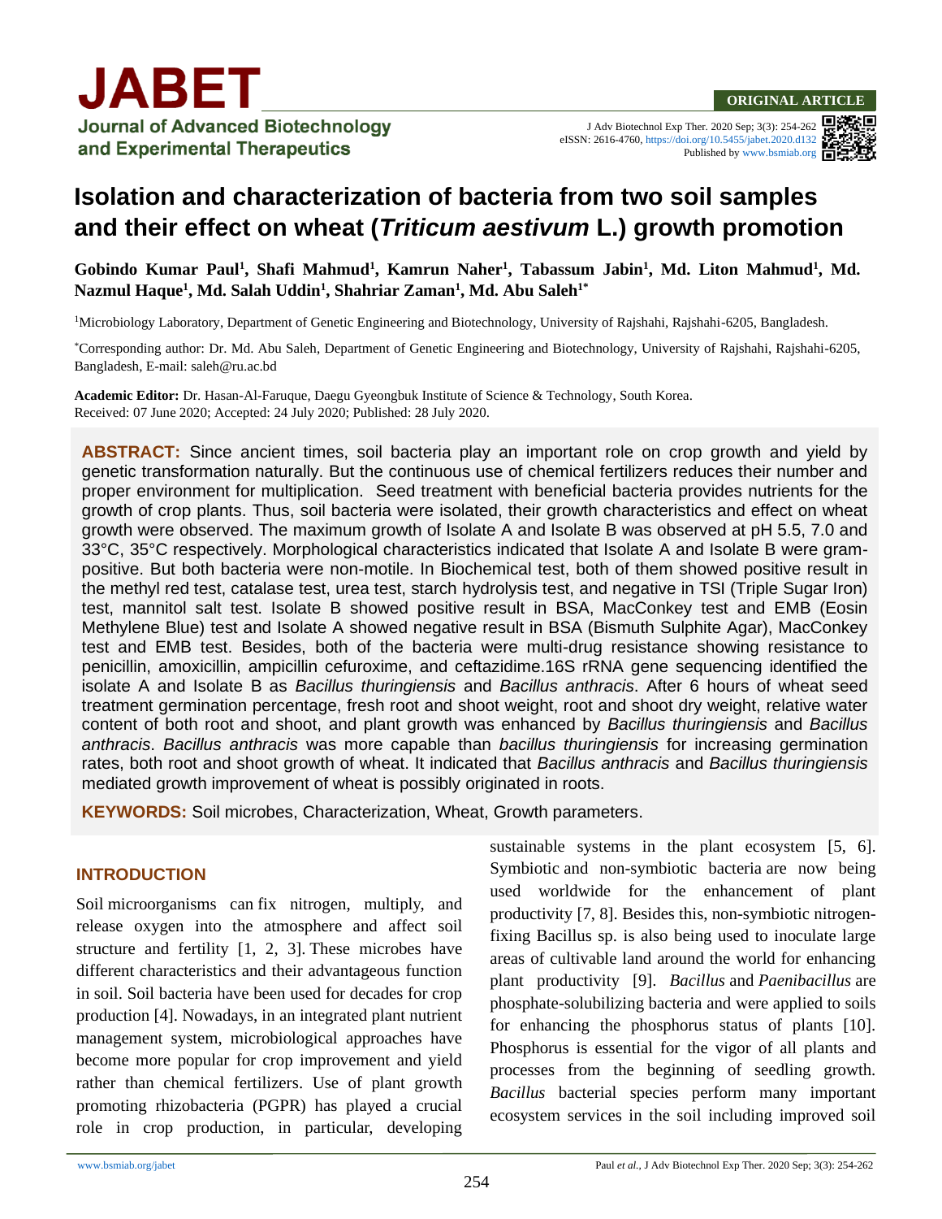JABET
Journal of Advanced Biotechnology and Experimental Therapeutics

ORIGINAL ARTICLE

J Adv Biotechnol Exp Ther. 2020 Sep; 3(3): 254-262
eISSN: 2616-4760, https://doi.org/10.5455/jabet.2020.d132
Published by www.bsmiab.org

# Isolation and characterization of bacteria from two soil samples and their effect on wheat (*Triticum aestivum* L.) growth promotion

**Gobindo Kumar Paul[1], Shafi Mahmud[1], Kamrun Naher[1], Tabassum Jabin[1], Md. Liton Mahmud[1], Md. Nazmul Haque[1], Md. Salah Uddin[1], Shahriar Zaman[1], Md. Abu Saleh[1*]**

[1]Microbiology Laboratory, Department of Genetic Engineering and Biotechnology, University of Rajshahi, Rajshahi-6205, Bangladesh.

[*]Corresponding author: Dr. Md. Abu Saleh, Department of Genetic Engineering and Biotechnology, University of Rajshahi, Rajshahi-6205, Bangladesh, E-mail: saleh@ru.ac.bd

**Academic Editor:** Dr. Hasan-Al-Faruque, Daegu Gyeongbuk Institute of Science & Technology, South Korea.
Received: 07 June 2020; Accepted: 24 July 2020; Published: 28 July 2020.

**ABSTRACT:** Since ancient times, soil bacteria play an important role on crop growth and yield by genetic transformation naturally. But the continuous use of chemical fertilizers reduces their number and proper environment for multiplication. Seed treatment with beneficial bacteria provides nutrients for the growth of crop plants. Thus, soil bacteria were isolated, their growth characteristics and effect on wheat growth were observed. The maximum growth of Isolate A and Isolate B was observed at pH 5.5, 7.0 and 33°C, 35°C respectively. Morphological characteristics indicated that Isolate A and Isolate B were gram-positive. But both bacteria were non-motile. In Biochemical test, both of them showed positive result in the methyl red test, catalase test, urea test, starch hydrolysis test, and negative in TSI (Triple Sugar Iron) test, mannitol salt test. Isolate B showed positive result in BSA, MacConkey test and EMB (Eosin Methylene Blue) test and Isolate A showed negative result in BSA (Bismuth Sulphite Agar), MacConkey test and EMB test. Besides, both of the bacteria were multi-drug resistance showing resistance to penicillin, amoxicillin, ampicillin cefuroxime, and ceftazidime.16S rRNA gene sequencing identified the isolate A and Isolate B as *Bacillus thuringiensis* and *Bacillus anthracis*. After 6 hours of wheat seed treatment germination percentage, fresh root and shoot weight, root and shoot dry weight, relative water content of both root and shoot, and plant growth was enhanced by *Bacillus thuringiensis* and *Bacillus anthracis*. *Bacillus anthracis* was more capable than *bacillus thuringiensis* for increasing germination rates, both root and shoot growth of wheat. It indicated that *Bacillus anthracis* and *Bacillus thuringiensis* mediated growth improvement of wheat is possibly originated in roots.

**KEYWORDS:** Soil microbes, Characterization, Wheat, Growth parameters.

## INTRODUCTION

Soil microorganisms can fix nitrogen, multiply, and release oxygen into the atmosphere and affect soil structure and fertility [1, 2, 3]. These microbes have different characteristics and their advantageous function in soil. Soil bacteria have been used for decades for crop production [4]. Nowadays, in an integrated plant nutrient management system, microbiological approaches have become more popular for crop improvement and yield rather than chemical fertilizers. Use of plant growth promoting rhizobacteria (PGPR) has played a crucial role in crop production, in particular, developing sustainable systems in the plant ecosystem [5, 6]. Symbiotic and non-symbiotic bacteria are now being used worldwide for the enhancement of plant productivity [7, 8]. Besides this, non-symbiotic nitrogen-fixing Bacillus sp. is also being used to inoculate large areas of cultivable land around the world for enhancing plant productivity [9]. *Bacillus* and *Paenibacillus* are phosphate-solubilizing bacteria and were applied to soils for enhancing the phosphorus status of plants [10]. Phosphorus is essential for the vigor of all plants and processes from the beginning of seedling growth. *Bacillus* bacterial species perform many important ecosystem services in the soil including improved soil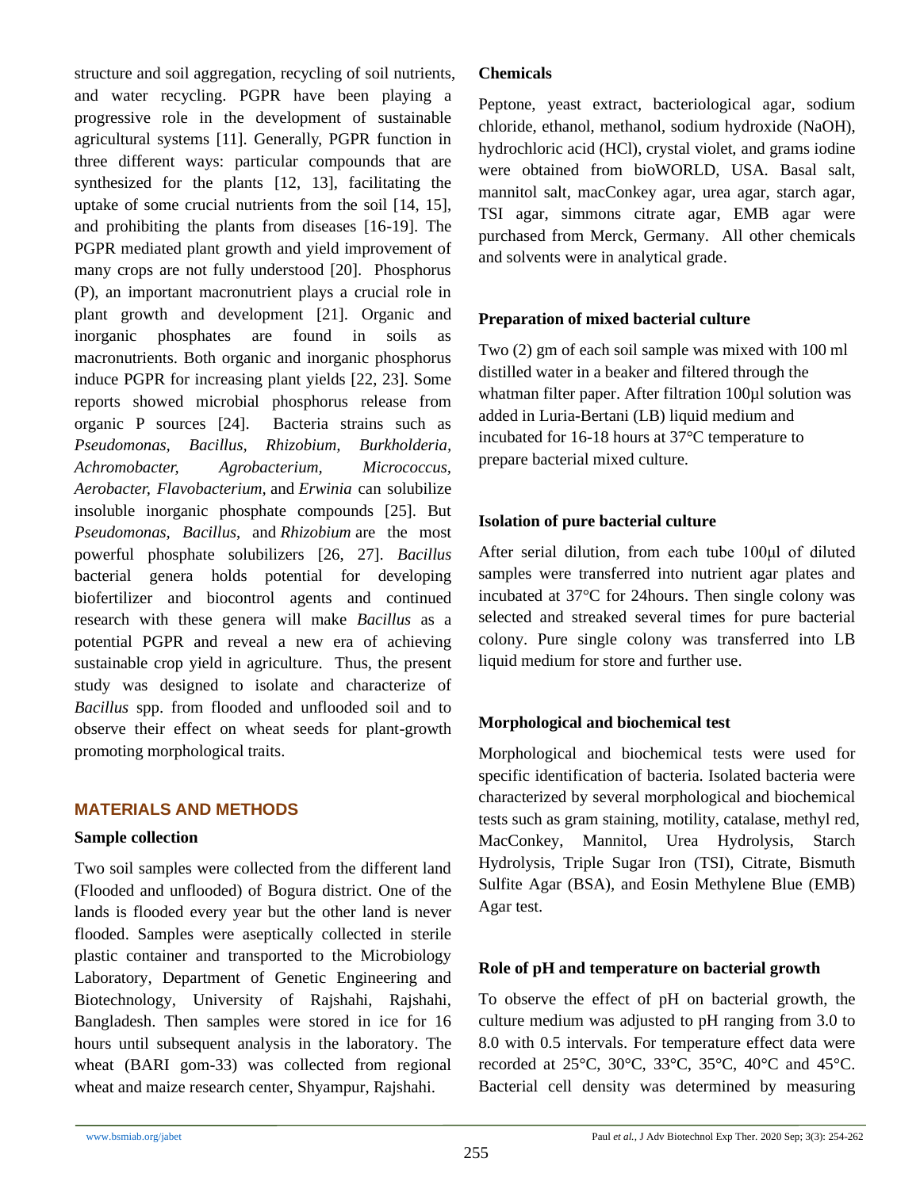structure and soil aggregation, recycling of soil nutrients, and water recycling. PGPR have been playing a progressive role in the development of sustainable agricultural systems [11]. Generally, PGPR function in three different ways: particular compounds that are synthesized for the plants [12, 13], facilitating the uptake of some crucial nutrients from the soil [14, 15], and prohibiting the plants from diseases [16-19]. The PGPR mediated plant growth and yield improvement of many crops are not fully understood [20]. Phosphorus (P), an important macronutrient plays a crucial role in plant growth and development [21]. Organic and inorganic phosphates are found in soils as macronutrients. Both organic and inorganic phosphorus induce PGPR for increasing plant yields [22, 23]. Some reports showed microbial phosphorus release from organic P sources [24]. Bacteria strains such as *Pseudomonas, Bacillus, Rhizobium, Burkholderia, Achromobacter, Agrobacterium, Micrococcus, Aerobacter, Flavobacterium,* and *Erwinia* can solubilize insoluble inorganic phosphate compounds [25]. But *Pseudomonas, Bacillus*, and *Rhizobium* are the most powerful phosphate solubilizers [26, 27]. *Bacillus* bacterial genera holds potential for developing biofertilizer and biocontrol agents and continued research with these genera will make *Bacillus* as a potential PGPR and reveal a new era of achieving sustainable crop yield in agriculture. Thus, the present study was designed to isolate and characterize of *Bacillus* spp. from flooded and unflooded soil and to observe their effect on wheat seeds for plant-growth promoting morphological traits.

## MATERIALS AND METHODS

### Sample collection

Two soil samples were collected from the different land (Flooded and unflooded) of Bogura district. One of the lands is flooded every year but the other land is never flooded. Samples were aseptically collected in sterile plastic container and transported to the Microbiology Laboratory, Department of Genetic Engineering and Biotechnology, University of Rajshahi, Rajshahi, Bangladesh. Then samples were stored in ice for 16 hours until subsequent analysis in the laboratory. The wheat (BARI gom-33) was collected from regional wheat and maize research center, Shyampur, Rajshahi.

### Chemicals

Peptone, yeast extract, bacteriological agar, sodium chloride, ethanol, methanol, sodium hydroxide (NaOH), hydrochloric acid (HCl), crystal violet, and grams iodine were obtained from bioWORLD, USA. Basal salt, mannitol salt, macConkey agar, urea agar, starch agar, TSI agar, simmons citrate agar, EMB agar were purchased from Merck, Germany. All other chemicals and solvents were in analytical grade.

### Preparation of mixed bacterial culture

Two (2) gm of each soil sample was mixed with 100 ml distilled water in a beaker and filtered through the whatman filter paper. After filtration 100µl solution was added in Luria-Bertani (LB) liquid medium and incubated for 16-18 hours at 37°C temperature to prepare bacterial mixed culture.

### Isolation of pure bacterial culture

After serial dilution, from each tube 100µl of diluted samples were transferred into nutrient agar plates and incubated at 37°C for 24hours. Then single colony was selected and streaked several times for pure bacterial colony. Pure single colony was transferred into LB liquid medium for store and further use.

### Morphological and biochemical test

Morphological and biochemical tests were used for specific identification of bacteria. Isolated bacteria were characterized by several morphological and biochemical tests such as gram staining, motility, catalase, methyl red, MacConkey, Mannitol, Urea Hydrolysis, Starch Hydrolysis, Triple Sugar Iron (TSI), Citrate, Bismuth Sulfite Agar (BSA), and Eosin Methylene Blue (EMB) Agar test.

### Role of pH and temperature on bacterial growth

To observe the effect of pH on bacterial growth, the culture medium was adjusted to pH ranging from 3.0 to 8.0 with 0.5 intervals. For temperature effect data were recorded at 25°C, 30°C, 33°C, 35°C, 40°C and 45°C. Bacterial cell density was determined by measuring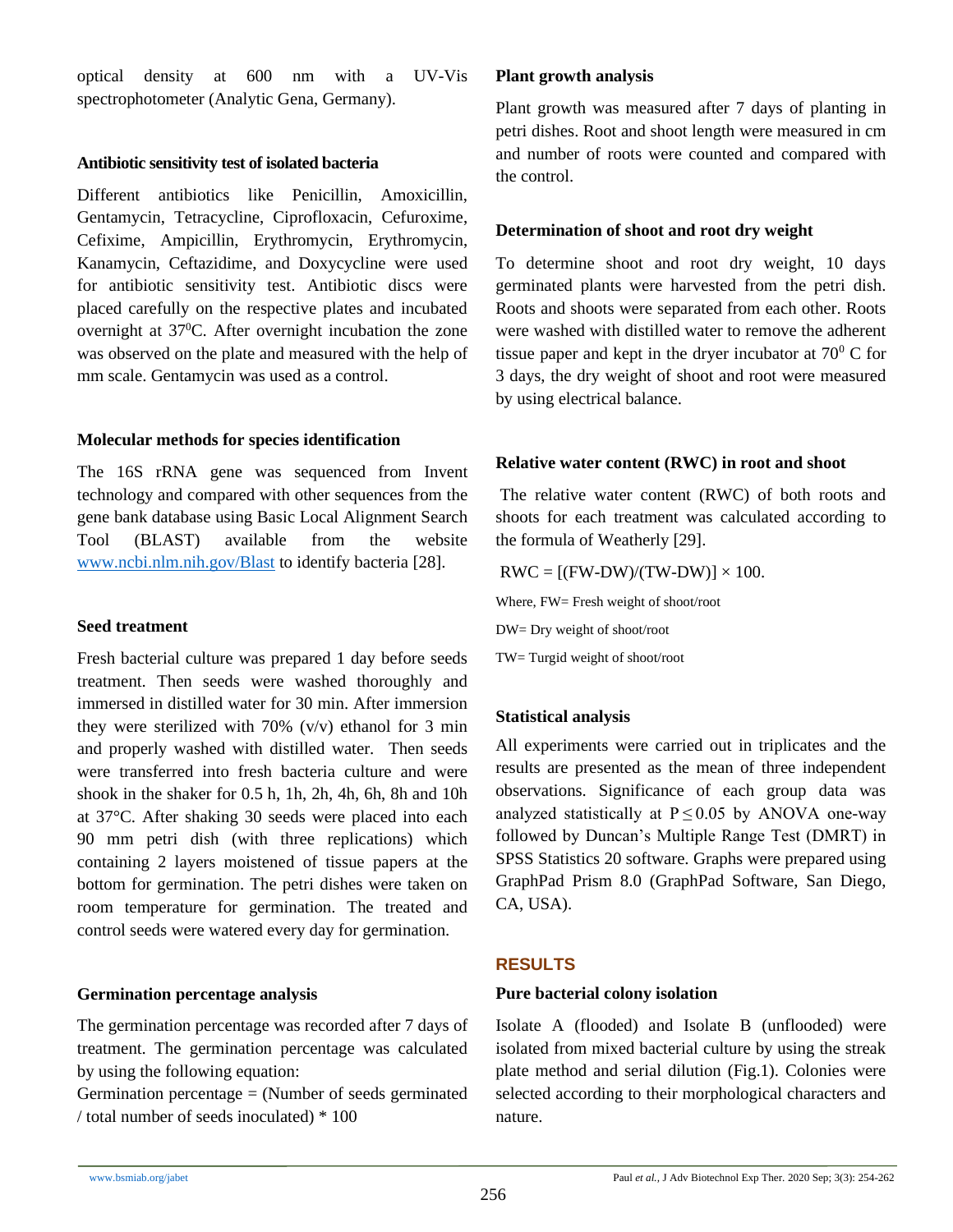optical density at 600 nm with a UV-Vis spectrophotometer (Analytic Gena, Germany).

**Antibiotic sensitivity test of isolated bacteria**

Different antibiotics like Penicillin, Amoxicillin, Gentamycin, Tetracycline, Ciprofloxacin, Cefuroxime, Cefixime, Ampicillin, Erythromycin, Erythromycin, Kanamycin, Ceftazidime, and Doxycycline were used for antibiotic sensitivity test. Antibiotic discs were placed carefully on the respective plates and incubated overnight at $37^0$C. After overnight incubation the zone was observed on the plate and measured with the help of mm scale. Gentamycin was used as a control.

**Molecular methods for species identification**

The 16S rRNA gene was sequenced from Invent technology and compared with other sequences from the gene bank database using Basic Local Alignment Search Tool (BLAST) available from the website www.ncbi.nlm.nih.gov/Blast to identify bacteria [28].

**Seed treatment**

Fresh bacterial culture was prepared 1 day before seeds treatment. Then seeds were washed thoroughly and immersed in distilled water for 30 min. After immersion they were sterilized with 70% (v/v) ethanol for 3 min and properly washed with distilled water. Then seeds were transferred into fresh bacteria culture and were shook in the shaker for 0.5 h, 1h, 2h, 4h, 6h, 8h and 10h at 37°C. After shaking 30 seeds were placed into each 90 mm petri dish (with three replications) which containing 2 layers moistened of tissue papers at the bottom for germination. The petri dishes were taken on room temperature for germination. The treated and control seeds were watered every day for germination.

**Germination percentage analysis**

The germination percentage was recorded after 7 days of treatment. The germination percentage was calculated by using the following equation:

Germination percentage = (Number of seeds germinated / total number of seeds inoculated) * 100

**Plant growth analysis**

Plant growth was measured after 7 days of planting in petri dishes. Root and shoot length were measured in cm and number of roots were counted and compared with the control.

**Determination of shoot and root dry weight**

To determine shoot and root dry weight, 10 days germinated plants were harvested from the petri dish. Roots and shoots were separated from each other. Roots were washed with distilled water to remove the adherent tissue paper and kept in the dryer incubator at $70^0$ C for 3 days, the dry weight of shoot and root were measured by using electrical balance.

**Relative water content (RWC) in root and shoot**

The relative water content (RWC) of both roots and shoots for each treatment was calculated according to the formula of Weatherly [29].

$$RWC = [(FW-DW)/(TW-DW)] \times 100.$$

Where, FW= Fresh weight of shoot/root

DW= Dry weight of shoot/root

TW= Turgid weight of shoot/root

**Statistical analysis**

All experiments were carried out in triplicates and the results are presented as the mean of three independent observations. Significance of each group data was analyzed statistically at $P \leq 0.05$ by ANOVA one-way followed by Duncan's Multiple Range Test (DMRT) in SPSS Statistics 20 software. Graphs were prepared using GraphPad Prism 8.0 (GraphPad Software, San Diego, CA, USA).

## RESULTS

**Pure bacterial colony isolation**

Isolate A (flooded) and Isolate B (unflooded) were isolated from mixed bacterial culture by using the streak plate method and serial dilution (Fig.1). Colonies were selected according to their morphological characters and nature.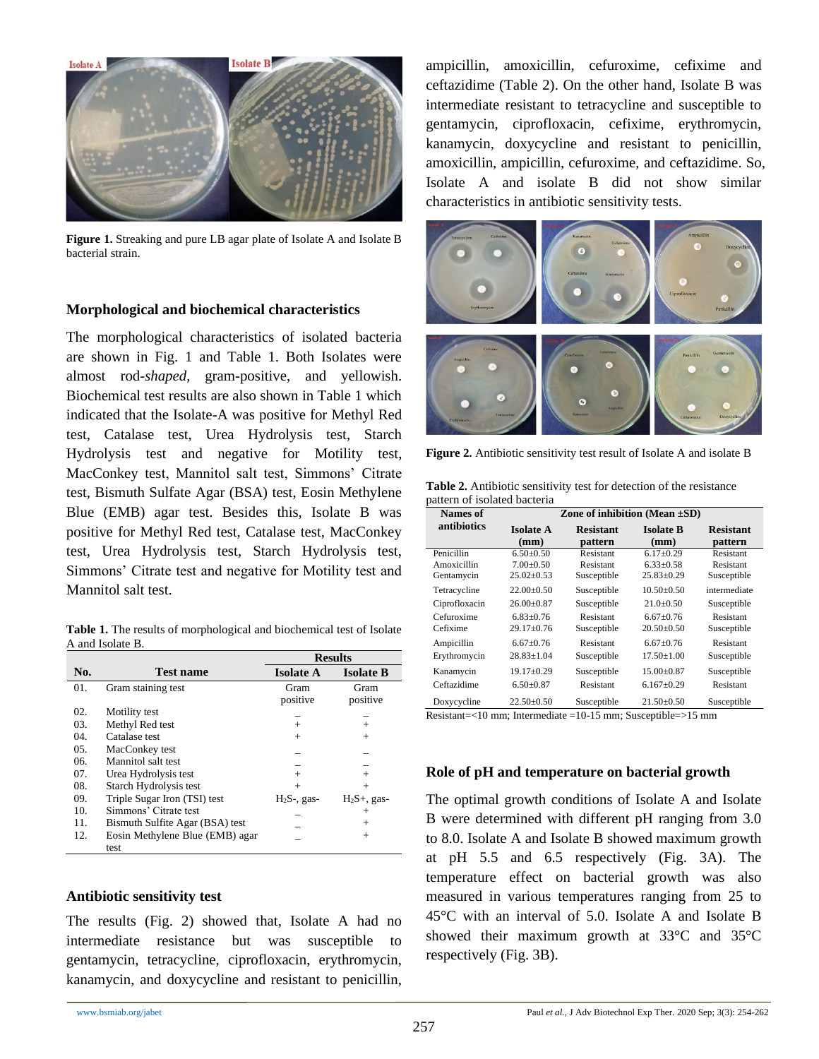Figure 1. Streaking and pure LB agar plate of Isolate A and Isolate B bacterial strain.

### Morphological and biochemical characteristics

The morphological characteristics of isolated bacteria are shown in Fig. 1 and Table 1. Both Isolates were almost rod-*shaped*, gram-positive, and yellowish. Biochemical test results are also shown in Table 1 which indicated that the Isolate-A was positive for Methyl Red test, Catalase test, Urea Hydrolysis test, Starch Hydrolysis test and negative for Motility test, MacConkey test, Mannitol salt test, Simmons' Citrate test, Bismuth Sulfate Agar (BSA) test, Eosin Methylene Blue (EMB) agar test. Besides this, Isolate B was positive for Methyl Red test, Catalase test, MacConkey test, Urea Hydrolysis test, Starch Hydrolysis test, Simmons' Citrate test and negative for Motility test and Mannitol salt test.

**Table 1.** The results of morphological and biochemical test of Isolate A and Isolate B.

| No. | Test name | Results | |
|---|---|---|---|
| | | Isolate A | Isolate B |
| 01. | Gram staining test | Gram positive | Gram positive |
| 02. | Motility test | – | – |
| 03. | Methyl Red test | + | + |
| 04. | Catalase test | + | + |
| 05. | MacConkey test | – | – |
| 06. | Mannitol salt test | – | – |
| 07. | Urea Hydrolysis test | + | + |
| 08. | Starch Hydrolysis test | + | + |
| 09. | Triple Sugar Iron (TSI) test | $H_2S$-, gas- | $H_2S$+, gas- |
| 10. | Simmons' Citrate test | – | + |
| 11. | Bismuth Sulfite Agar (BSA) test | – | + |
| 12. | Eosin Methylene Blue (EMB) agar test | – | + |

### Antibiotic sensitivity test

The results (Fig. 2) showed that, Isolate A had no intermediate resistance but was susceptible to gentamycin, tetracycline, ciprofloxacin, erythromycin, kanamycin, and doxycycline and resistant to penicillin, ampicillin, amoxicillin, cefuroxime, cefixime and ceftazidime (Table 2). On the other hand, Isolate B was intermediate resistant to tetracycline and susceptible to gentamycin, ciprofloxacin, cefixime, erythromycin, kanamycin, doxycycline and resistant to penicillin, amoxicillin, ampicillin, cefuroxime, and ceftazidime. So, Isolate A and isolate B did not show similar characteristics in antibiotic sensitivity tests.

Figure 2. Antibiotic sensitivity test result of Isolate A and isolate B

**Table 2.** Antibiotic sensitivity test for detection of the resistance pattern of isolated bacteria

| Names of antibiotics | Zone of inhibition (Mean ±SD) | | | |
|---|---|---|---|---|
| | Isolate A (mm) | Resistant pattern | Isolate B (mm) | Resistant pattern |
| Penicillin | 6.50±0.50 | Resistant | 6.17±0.29 | Resistant |
| Amoxicillin | 7.00±0.50 | Resistant | 6.33±0.58 | Resistant |
| Gentamycin | 25.02±0.53 | Susceptible | 25.83±0.29 | Susceptible |
| Tetracycline | 22.00±0.50 | Susceptible | 10.50±0.50 | intermediate |
| Ciprofloxacin | 26.00±0.87 | Susceptible | 21.0±0.50 | Susceptible |
| Cefuroxime | 6.83±0.76 | Resistant | 6.67±0.76 | Resistant |
| Cefixime | 29.17±0.76 | Susceptible | 20.50±0.50 | Susceptible |
| Ampicillin | 6.67±0.76 | Resistant | 6.67±0.76 | Resistant |
| Erythromycin | 28.83±1.04 | Susceptible | 17.50±1.00 | Susceptible |
| Kanamycin | 19.17±0.29 | Susceptible | 15.00±0.87 | Susceptible |
| Ceftazidime | 6.50±0.87 | Resistant | 6.167±0.29 | Resistant |
| Doxycycline | 22.50±0.50 | Susceptible | 21.50±0.50 | Susceptible |

Resistant=<10 mm; Intermediate =10-15 mm; Susceptible=>15 mm

### Role of pH and temperature on bacterial growth

The optimal growth conditions of Isolate A and Isolate B were determined with different pH ranging from 3.0 to 8.0. Isolate A and Isolate B showed maximum growth at pH 5.5 and 6.5 respectively (Fig. 3A). The temperature effect on bacterial growth was also measured in various temperatures ranging from 25 to 45°C with an interval of 5.0. Isolate A and Isolate B showed their maximum growth at 33°C and 35°C respectively (Fig. 3B).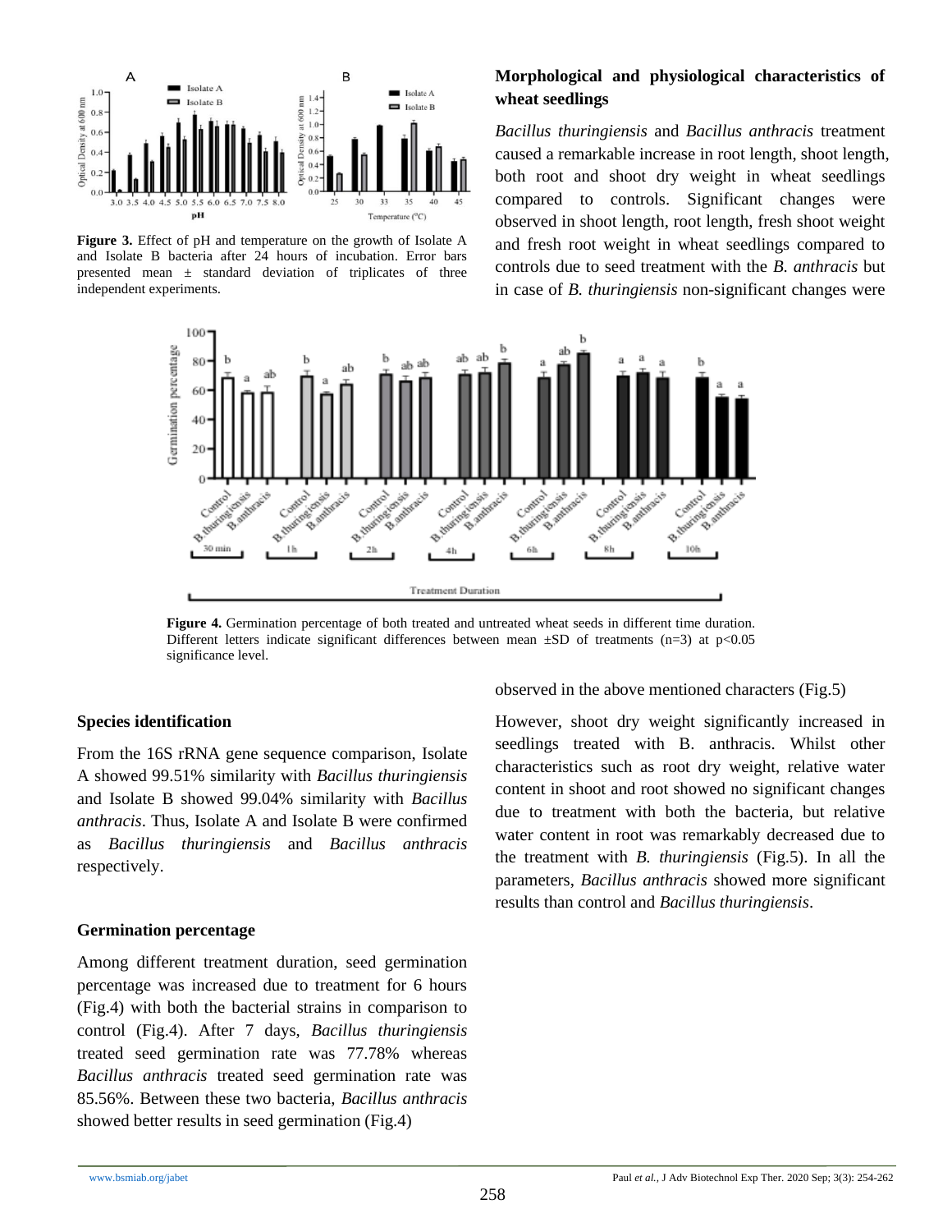A

Isolate A
Isolate B

Optical Density at 600 nm

1.0
0.8
0.6
0.4
0.2
0.0

3.0 3.5 4.0 4.5 5.0 5.5 6.0 6.5 7.0 7.5 8.0

pH

B

Isolate A
Isolate B

Optical Density at 600 nm

1.4
1.2
1.0
0.8
0.6
0.4
0.2
0.0

25 30 33 35 40 45

Temperature (°C)

**Figure 3.** Effect of pH and temperature on the growth of Isolate A and Isolate B bacteria after 24 hours of incubation. Error bars presented mean ± standard deviation of triplicates of three independent experiments.

### Morphological and physiological characteristics of wheat seedlings

*Bacillus thuringiensis* and *Bacillus anthracis* treatment caused a remarkable increase in root length, shoot length, both root and shoot dry weight in wheat seedlings compared to controls. Significant changes were observed in shoot length, root length, fresh shoot weight and fresh root weight in wheat seedlings compared to controls due to seed treatment with the *B. anthracis* but in case of *B. thuringiensis* non-significant changes were observed in the above mentioned characters (Fig.5)

However, shoot dry weight significantly increased in seedlings treated with B. anthracis. Whilst other characteristics such as root dry weight, relative water content in shoot and root showed no significant changes due to treatment with both the bacteria, but relative water content in root was remarkably decreased due to the treatment with *B. thuringiensis* (Fig.5). In all the parameters, *Bacillus anthracis* showed more significant results than control and *Bacillus thuringiensis*.

Germination percentage

100
80
60
40
20
0

b a ab | b a ab | b ab ab | ab ab b | a ab b | a a a | b a a

Control B.thuringiensis B.anthracis

30 min | 1h | 2h | 4h | 6h | 8h | 10h

Treatment Duration

**Figure 4.** Germination percentage of both treated and untreated wheat seeds in different time duration. Different letters indicate significant differences between mean ±SD of treatments (n=3) at p<0.05 significance level.

### Species identification

From the 16S rRNA gene sequence comparison, Isolate A showed 99.51% similarity with *Bacillus thuringiensis* and Isolate B showed 99.04% similarity with *Bacillus anthracis*. Thus, Isolate A and Isolate B were confirmed as *Bacillus thuringiensis* and *Bacillus anthracis* respectively.

### Germination percentage

Among different treatment duration, seed germination percentage was increased due to treatment for 6 hours (Fig.4) with both the bacterial strains in comparison to control (Fig.4). After 7 days, *Bacillus thuringiensis* treated seed germination rate was 77.78% whereas *Bacillus anthracis* treated seed germination rate was 85.56%. Between these two bacteria, *Bacillus anthracis* showed better results in seed germination (Fig.4)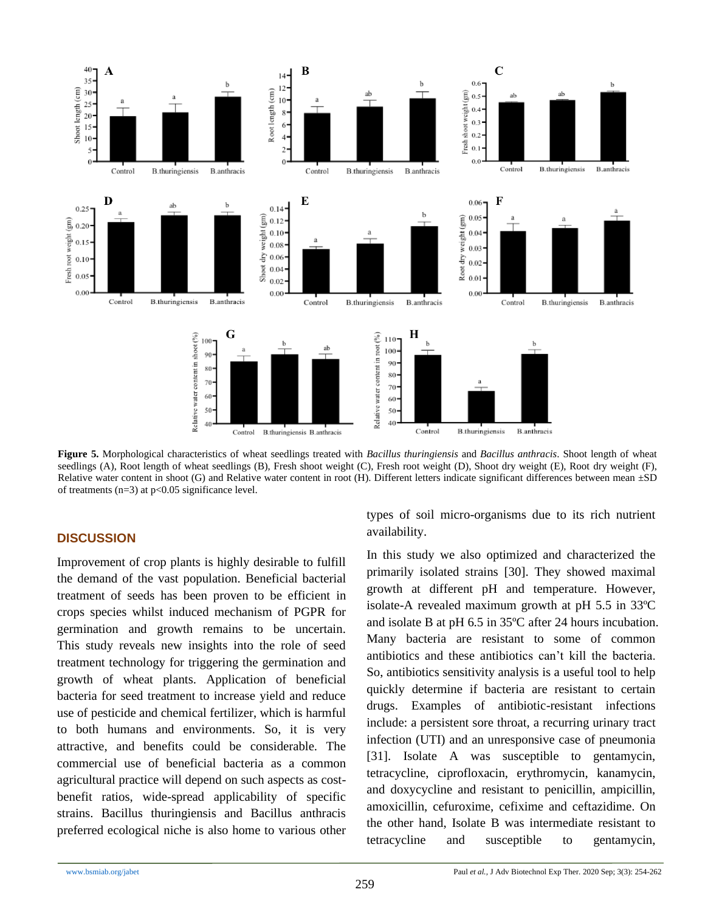A
Shoot length (cm)
40
35
30
25
20
15
10
5
0
a a b
Control B.thuringiensis B.anthracis

B
Root length (cm)
14
12
10
8
6
4
2
0
a ab b
Control B.thuringiensis B.anthracis

C
Fresh shoot weight (gm)
0.6
0.5
0.4
0.3
0.2
0.1
0.0
ab ab b
Control B.thuringiensis B.anthracis

D
Fresh root weight (gm)
0.25
0.20
0.15
0.10
0.05
0.00
a ab b
Control B.thuringiensis B.anthracis

E
Shoot dry weight (gm)
0.14
0.12
0.10
0.08
0.06
0.04
0.02
0.00
a a b
Control B.thuringiensis B.anthracis

F
Root dry weight (gm)
0.06
0.05
0.04
0.03
0.02
0.01
0.00
a a a
Control B.thuringiensis B.anthracis

G
Relative water content in shoot (%)
100
90
80
70
60
50
40
a b ab
Control B.thuringiensis B.anthracis

H
Relative water content in root (%)
110
100
90
80
70
60
50
40
b a b
Control B.thuringiensis B.anthracis

**Figure 5.** Morphological characteristics of wheat seedlings treated with *Bacillus thuringiensis* and *Bacillus anthracis*. Shoot length of wheat seedlings (A), Root length of wheat seedlings (B), Fresh shoot weight (C), Fresh root weight (D), Shoot dry weight (E), Root dry weight (F), Relative water content in shoot (G) and Relative water content in root (H). Different letters indicate significant differences between mean ±SD of treatments (n=3) at p<0.05 significance level.

## DISCUSSION

Improvement of crop plants is highly desirable to fulfill the demand of the vast population. Beneficial bacterial treatment of seeds has been proven to be efficient in crops species whilst induced mechanism of PGPR for germination and growth remains to be uncertain. This study reveals new insights into the role of seed treatment technology for triggering the germination and growth of wheat plants. Application of beneficial bacteria for seed treatment to increase yield and reduce use of pesticide and chemical fertilizer, which is harmful to both humans and environments. So, it is very attractive, and benefits could be considerable. The commercial use of beneficial bacteria as a common agricultural practice will depend on such aspects as cost-benefit ratios, wide-spread applicability of specific strains. Bacillus thuringiensis and Bacillus anthracis preferred ecological niche is also home to various other types of soil micro-organisms due to its rich nutrient availability.

In this study we also optimized and characterized the primarily isolated strains [30]. They showed maximal growth at different pH and temperature. However, isolate-A revealed maximum growth at pH 5.5 in 33ºC and isolate B at pH 6.5 in 35ºC after 24 hours incubation. Many bacteria are resistant to some of common antibiotics and these antibiotics can't kill the bacteria. So, antibiotics sensitivity analysis is a useful tool to help quickly determine if bacteria are resistant to certain drugs. Examples of antibiotic-resistant infections include: a persistent sore throat, a recurring urinary tract infection (UTI) and an unresponsive case of pneumonia [31]. Isolate A was susceptible to gentamycin, tetracycline, ciprofloxacin, erythromycin, kanamycin, and doxycycline and resistant to penicillin, ampicillin, amoxicillin, cefuroxime, cefixime and ceftazidime. On the other hand, Isolate B was intermediate resistant to tetracycline and susceptible to gentamycin,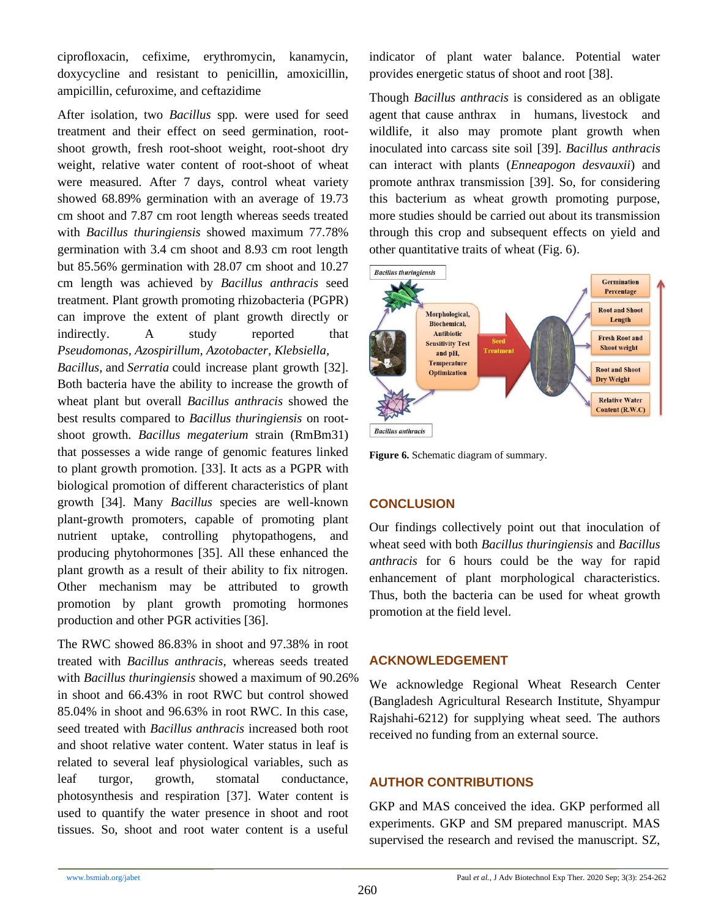ciprofloxacin, cefixime, erythromycin, kanamycin, doxycycline and resistant to penicillin, amoxicillin, ampicillin, cefuroxime, and ceftazidime

After isolation, two *Bacillus* spp. were used for seed treatment and their effect on seed germination, root-shoot growth, fresh root-shoot weight, root-shoot dry weight, relative water content of root-shoot of wheat were measured. After 7 days, control wheat variety showed 68.89% germination with an average of 19.73 cm shoot and 7.87 cm root length whereas seeds treated with *Bacillus thuringiensis* showed maximum 77.78% germination with 3.4 cm shoot and 8.93 cm root length but 85.56% germination with 28.07 cm shoot and 10.27 cm length was achieved by *Bacillus anthracis* seed treatment. Plant growth promoting rhizobacteria (PGPR) can improve the extent of plant growth directly or indirectly. A study reported that *Pseudomonas*, *Azospirillum*, *Azotobacter*, *Klebsiella*, *Bacillus*, and *Serratia* could increase plant growth [32]. Both bacteria have the ability to increase the growth of wheat plant but overall *Bacillus anthracis* showed the best results compared to *Bacillus thuringiensis* on root-shoot growth. *Bacillus megaterium* strain (RmBm31) that possesses a wide range of genomic features linked to plant growth promotion. [33]. It acts as a PGPR with biological promotion of different characteristics of plant growth [34]. Many *Bacillus* species are well-known plant-growth promoters, capable of promoting plant nutrient uptake, controlling phytopathogens, and producing phytohormones [35]. All these enhanced the plant growth as a result of their ability to fix nitrogen. Other mechanism may be attributed to growth promotion by plant growth promoting hormones production and other PGR activities [36].

The RWC showed 86.83% in shoot and 97.38% in root treated with *Bacillus anthracis*, whereas seeds treated with *Bacillus thuringiensis* showed a maximum of 90.26% in shoot and 66.43% in root RWC but control showed 85.04% in shoot and 96.63% in root RWC. In this case, seed treated with *Bacillus anthracis* increased both root and shoot relative water content. Water status in leaf is related to several leaf physiological variables, such as leaf turgor, growth, stomatal conductance, photosynthesis and respiration [37]. Water content is used to quantify the water presence in shoot and root tissues. So, shoot and root water content is a useful indicator of plant water balance. Potential water provides energetic status of shoot and root [38].

Though *Bacillus anthracis* is considered as an obligate agent that cause anthrax in humans, livestock and wildlife, it also may promote plant growth when inoculated into carcass site soil [39]. *Bacillus anthracis* can interact with plants (*Enneapogon desvauxii*) and promote anthrax transmission [39]. So, for considering this bacterium as wheat growth promoting purpose, more studies should be carried out about its transmission through this crop and subsequent effects on yield and other quantitative traits of wheat (Fig. 6).

Bacillus thuringiensis

Bacillus anthracis

Morphological, Biochemical, Antibiotic Sensitivity Test and pH, Temperature Optimization

Seed Treatment

Germination Percentage

Root and Shoot Length

Fresh Root and Shoot weight

Root and Shoot Dry Weight

Relative Water Content (R.W.C)

**Figure 6.** Schematic diagram of summary.

## CONCLUSION

Our findings collectively point out that inoculation of wheat seed with both *Bacillus thuringiensis* and *Bacillus anthracis* for 6 hours could be the way for rapid enhancement of plant morphological characteristics. Thus, both the bacteria can be used for wheat growth promotion at the field level.

## ACKNOWLEDGEMENT

We acknowledge Regional Wheat Research Center (Bangladesh Agricultural Research Institute, Shyampur Rajshahi-6212) for supplying wheat seed. The authors received no funding from an external source.

## AUTHOR CONTRIBUTIONS

GKP and MAS conceived the idea. GKP performed all experiments. GKP and SM prepared manuscript. MAS supervised the research and revised the manuscript. SZ,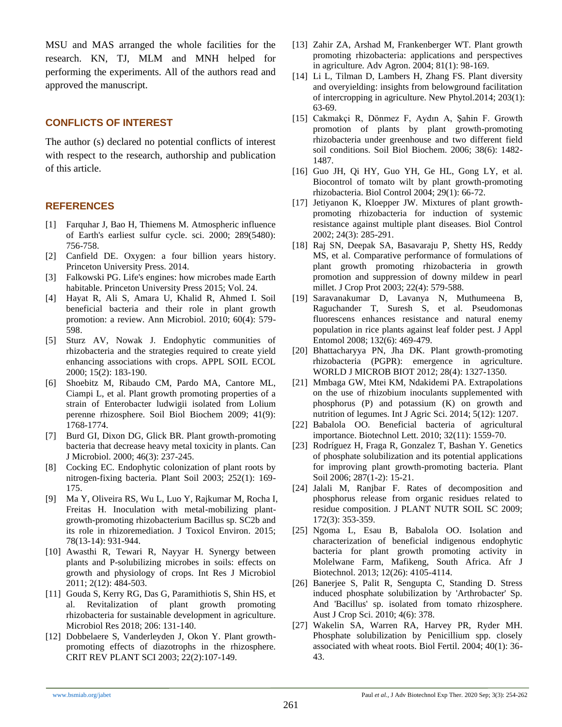MSU and MAS arranged the whole facilities for the research. KN, TJ, MLM and MNH helped for performing the experiments. All of the authors read and approved the manuscript.

## CONFLICTS OF INTEREST

The author (s) declared no potential conflicts of interest with respect to the research, authorship and publication of this article.

## REFERENCES

[1] Farquhar J, Bao H, Thiemens M. Atmospheric influence of Earth's earliest sulfur cycle. sci. 2000; 289(5480): 756-758.

[2] Canfield DE. Oxygen: a four billion years history. Princeton University Press. 2014.

[3] Falkowski PG. Life's engines: how microbes made Earth habitable. Princeton University Press 2015; Vol. 24.

[4] Hayat R, Ali S, Amara U, Khalid R, Ahmed I. Soil beneficial bacteria and their role in plant growth promotion: a review. Ann Microbiol. 2010; 60(4): 579-598.

[5] Sturz AV, Nowak J. Endophytic communities of rhizobacteria and the strategies required to create yield enhancing associations with crops. APPL SOIL ECOL 2000; 15(2): 183-190.

[6] Shoebitz M, Ribaudo CM, Pardo MA, Cantore ML, Ciampi L, et al. Plant growth promoting properties of a strain of Enterobacter ludwigii isolated from Lolium perenne rhizosphere. Soil Biol Biochem 2009; 41(9): 1768-1774.

[7] Burd GI, Dixon DG, Glick BR. Plant growth-promoting bacteria that decrease heavy metal toxicity in plants. Can J Microbiol. 2000; 46(3): 237-245.

[8] Cocking EC. Endophytic colonization of plant roots by nitrogen-fixing bacteria. Plant Soil 2003; 252(1): 169-175.

[9] Ma Y, Oliveira RS, Wu L, Luo Y, Rajkumar M, Rocha I, Freitas H. Inoculation with metal-mobilizing plant-growth-promoting rhizobacterium Bacillus sp. SC2b and its role in rhizoremediation. J Toxicol Environ. 2015; 78(13-14): 931-944.

[10] Awasthi R, Tewari R, Nayyar H. Synergy between plants and P-solubilizing microbes in soils: effects on growth and physiology of crops. Int Res J Microbiol 2011; 2(12): 484-503.

[11] Gouda S, Kerry RG, Das G, Paramithiotis S, Shin HS, et al. Revitalization of plant growth promoting rhizobacteria for sustainable development in agriculture. Microbiol Res 2018; 206: 131-140.

[12] Dobbelaere S, Vanderleyden J, Okon Y. Plant growth-promoting effects of diazotrophs in the rhizosphere. CRIT REV PLANT SCI 2003; 22(2):107-149.

[13] Zahir ZA, Arshad M, Frankenberger WT. Plant growth promoting rhizobacteria: applications and perspectives in agriculture. Adv Agron. 2004; 81(1): 98-169.

[14] Li L, Tilman D, Lambers H, Zhang FS. Plant diversity and overyielding: insights from belowground facilitation of intercropping in agriculture. New Phytol.2014; 203(1): 63-69.

[15] Cakmakçi R, Dönmez F, Aydın A, Şahin F. Growth promotion of plants by plant growth-promoting rhizobacteria under greenhouse and two different field soil conditions. Soil Biol Biochem. 2006; 38(6): 1482-1487.

[16] Guo JH, Qi HY, Guo YH, Ge HL, Gong LY, et al. Biocontrol of tomato wilt by plant growth-promoting rhizobacteria. Biol Control 2004; 29(1): 66-72.

[17] Jetiyanon K, Kloepper JW. Mixtures of plant growth-promoting rhizobacteria for induction of systemic resistance against multiple plant diseases. Biol Control 2002; 24(3): 285-291.

[18] Raj SN, Deepak SA, Basavaraju P, Shetty HS, Reddy MS, et al. Comparative performance of formulations of plant growth promoting rhizobacteria in growth promotion and suppression of downy mildew in pearl millet. J Crop Prot 2003; 22(4): 579-588.

[19] Saravanakumar D, Lavanya N, Muthumeena B, Raguchander T, Suresh S, et al. Pseudomonas fluorescens enhances resistance and natural enemy population in rice plants against leaf folder pest. J Appl Entomol 2008; 132(6): 469-479.

[20] Bhattacharyya PN, Jha DK. Plant growth-promoting rhizobacteria (PGPR): emergence in agriculture. WORLD J MICROB BIOT 2012; 28(4): 1327-1350.

[21] Mmbaga GW, Mtei KM, Ndakidemi PA. Extrapolations on the use of rhizobium inoculants supplemented with phosphorus (P) and potassium (K) on growth and nutrition of legumes. Int J Agric Sci. 2014; 5(12): 1207.

[22] Babalola OO. Beneficial bacteria of agricultural importance. Biotechnol Lett. 2010; 32(11): 1559-70.

[23] Rodríguez H, Fraga R, Gonzalez T, Bashan Y. Genetics of phosphate solubilization and its potential applications for improving plant growth-promoting bacteria. Plant Soil 2006; 287(1-2): 15-21.

[24] Jalali M, Ranjbar F. Rates of decomposition and phosphorus release from organic residues related to residue composition. J PLANT NUTR SOIL SC 2009; 172(3): 353-359.

[25] Ngoma L, Esau B, Babalola OO. Isolation and characterization of beneficial indigenous endophytic bacteria for plant growth promoting activity in Molelwane Farm, Mafikeng, South Africa. Afr J Biotechnol. 2013; 12(26): 4105-4114.

[26] Banerjee S, Palit R, Sengupta C, Standing D. Stress induced phosphate solubilization by 'Arthrobacter' Sp. And 'Bacillus' sp. isolated from tomato rhizosphere. Aust J Crop Sci. 2010; 4(6): 378.

[27] Wakelin SA, Warren RA, Harvey PR, Ryder MH. Phosphate solubilization by Penicillium spp. closely associated with wheat roots. Biol Fertil. 2004; 40(1): 36-43.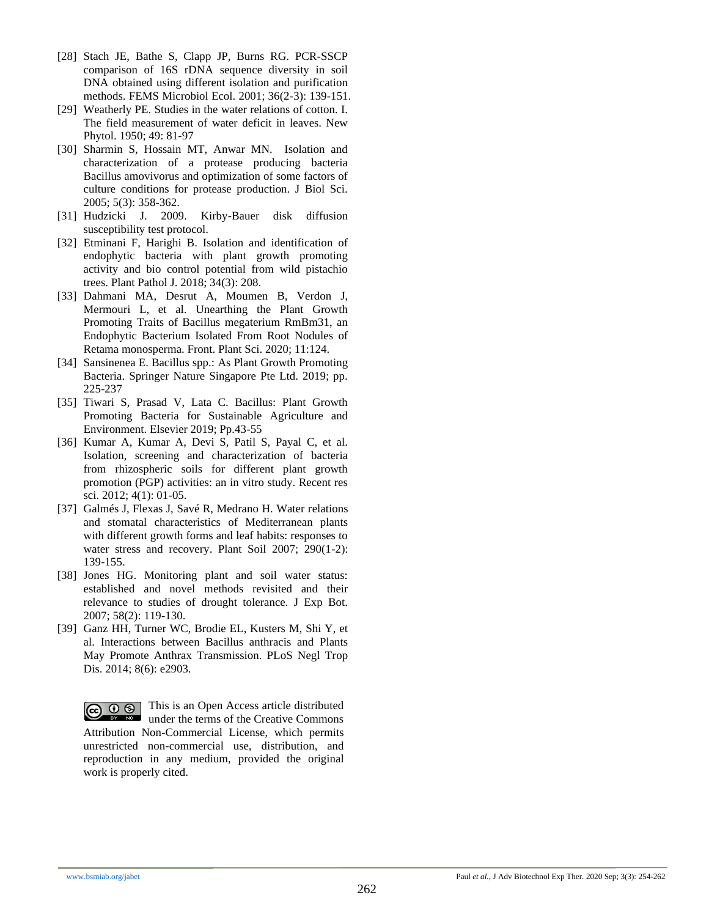[28] Stach JE, Bathe S, Clapp JP, Burns RG. PCR-SSCP comparison of 16S rDNA sequence diversity in soil DNA obtained using different isolation and purification methods. FEMS Microbiol Ecol. 2001; 36(2-3): 139-151.

[29] Weatherly PE. Studies in the water relations of cotton. I. The field measurement of water deficit in leaves. New Phytol. 1950; 49: 81-97

[30] Sharmin S, Hossain MT, Anwar MN. Isolation and characterization of a protease producing bacteria Bacillus amovivorus and optimization of some factors of culture conditions for protease production. J Biol Sci. 2005; 5(3): 358-362.

[31] Hudzicki J. 2009. Kirby-Bauer disk diffusion susceptibility test protocol.

[32] Etminani F, Harighi B. Isolation and identification of endophytic bacteria with plant growth promoting activity and bio control potential from wild pistachio trees. Plant Pathol J. 2018; 34(3): 208.

[33] Dahmani MA, Desrut A, Moumen B, Verdon J, Mermouri L, et al. Unearthing the Plant Growth Promoting Traits of Bacillus megaterium RmBm31, an Endophytic Bacterium Isolated From Root Nodules of Retama monosperma. Front. Plant Sci. 2020; 11:124.

[34] Sansinenea E. Bacillus spp.: As Plant Growth Promoting Bacteria. Springer Nature Singapore Pte Ltd. 2019; pp. 225-237

[35] Tiwari S, Prasad V, Lata C. Bacillus: Plant Growth Promoting Bacteria for Sustainable Agriculture and Environment. Elsevier 2019; Pp.43-55

[36] Kumar A, Kumar A, Devi S, Patil S, Payal C, et al. Isolation, screening and characterization of bacteria from rhizospheric soils for different plant growth promotion (PGP) activities: an in vitro study. Recent res sci. 2012; 4(1): 01-05.

[37] Galmés J, Flexas J, Savé R, Medrano H. Water relations and stomatal characteristics of Mediterranean plants with different growth forms and leaf habits: responses to water stress and recovery. Plant Soil 2007; 290(1-2): 139-155.

[38] Jones HG. Monitoring plant and soil water status: established and novel methods revisited and their relevance to studies of drought tolerance. J Exp Bot. 2007; 58(2): 119-130.

[39] Ganz HH, Turner WC, Brodie EL, Kusters M, Shi Y, et al. Interactions between Bacillus anthracis and Plants May Promote Anthrax Transmission. PLoS Negl Trop Dis. 2014; 8(6): e2903.

This is an Open Access article distributed under the terms of the Creative Commons Attribution Non-Commercial License, which permits unrestricted non-commercial use, distribution, and reproduction in any medium, provided the original work is properly cited.